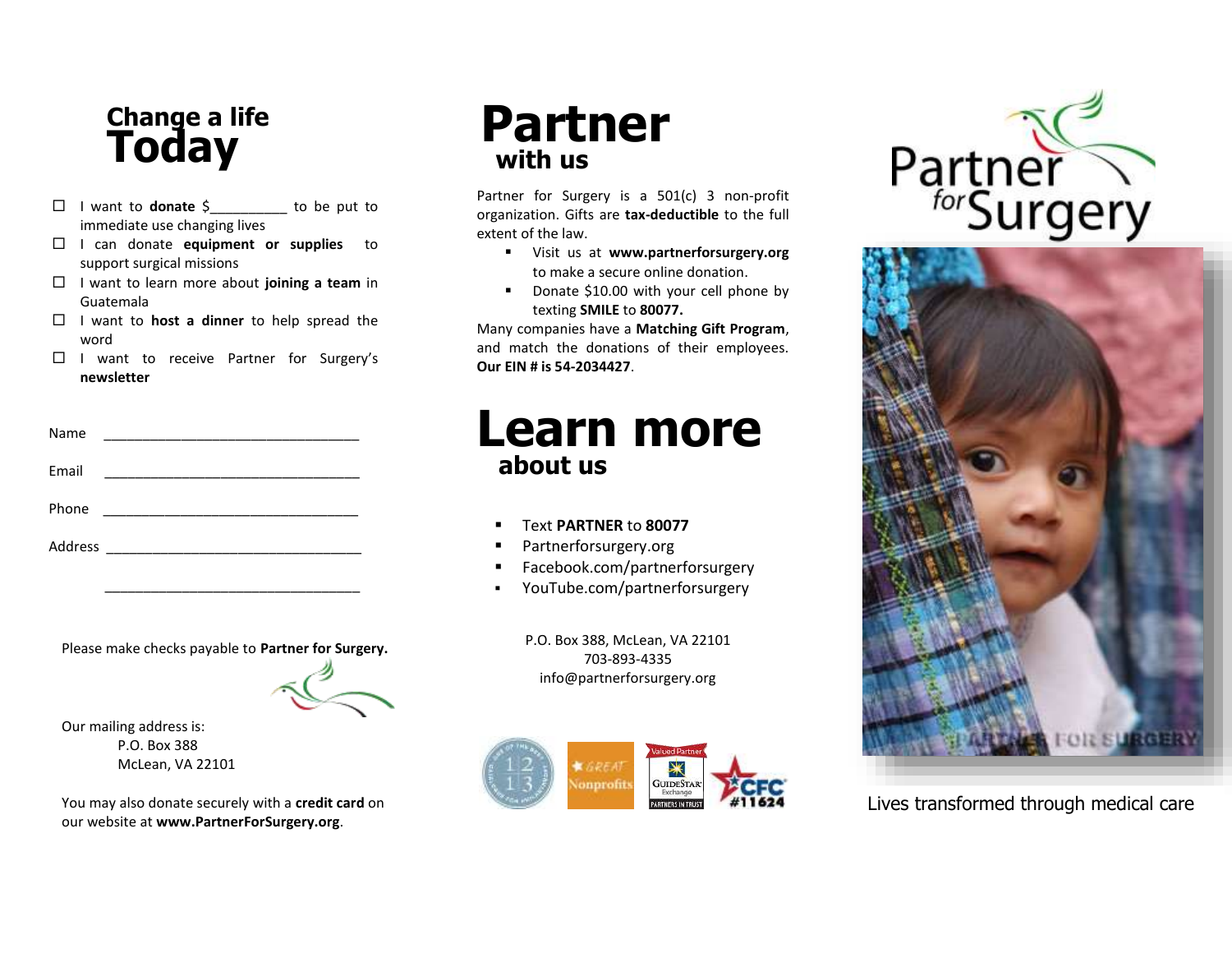# Change a life Today

- ☐ I want to **donate** $__________ to be put to immediate use changing lives
- ☐ I can donate **equipment or supplies** to support surgical missions
- ☐ I want to learn more about **joining a team** in Guatemala
- ☐ I want to **host a dinner** to help spread the word
- ☐ I want to receive Partner for Surgery's **newsletter**

Name ________________________________

Email ________________________________

Phone ________________________________

Address ________________________________

________________________________

Please make checks payable to **Partner for Surgery.**

Our mailing address is:
P.O. Box 388
McLean, VA 22101

You may also donate securely with a **credit card** on our website at **www.PartnerForSurgery.org**.

# Partner with us

Partner for Surgery is a 501(c) 3 non-profit organization. Gifts are **tax-deductible** to the full extent of the law.

- Visit us at **www.partnerforsurgery.org** to make a secure online donation.
- Donate $10.00 with your cell phone by texting **SMILE** to **80077.**

Many companies have a **Matching Gift Program**, and match the donations of their employees. **Our EIN # is 54-2034427**.

# Learn more about us

- Text **PARTNER** to **80077**
- Partnerforsurgery.org
- Facebook.com/partnerforsurgery
- YouTube.com/partnerforsurgery

P.O. Box 388, McLean, VA 22101
703-893-4335
info@partnerforsurgery.org

Partner for Surgery

Lives transformed through medical care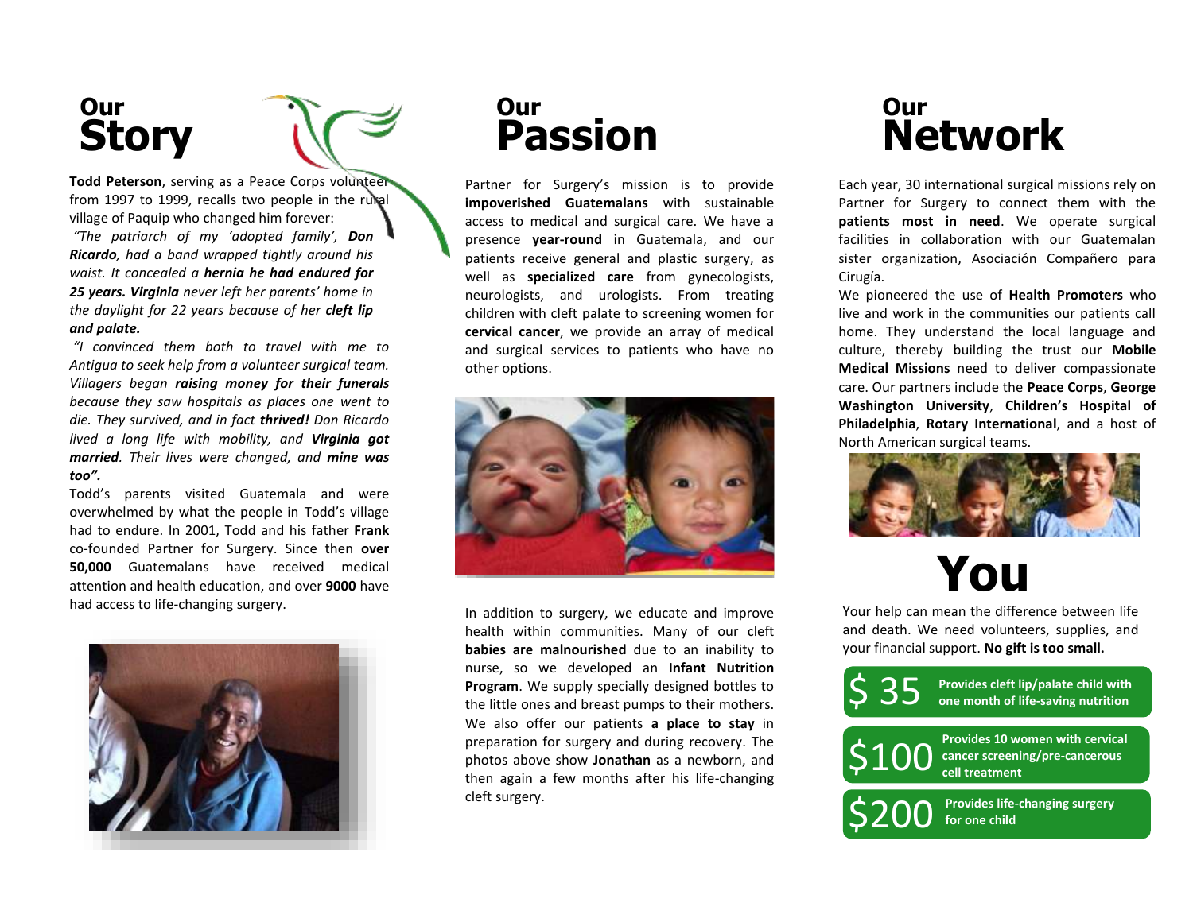# Our Story

**Todd Peterson**, serving as a Peace Corps volunteer from 1997 to 1999, recalls two people in the rural village of Paquip who changed him forever:

*"The patriarch of my 'adopted family', **Don Ricardo**, had a band wrapped tightly around his waist. It concealed a **hernia he had endured for 25 years. Virginia** never left her parents' home in the daylight for 22 years because of her **cleft lip and palate.***

*"I convinced them both to travel with me to Antigua to seek help from a volunteer surgical team. Villagers began **raising money for their funerals** because they saw hospitals as places one went to die. They survived, and in fact **thrived!** Don Ricardo lived a long life with mobility, and **Virginia got married**. Their lives were changed, and **mine was too".***

Todd's parents visited Guatemala and were overwhelmed by what the people in Todd's village had to endure. In 2001, Todd and his father **Frank** co-founded Partner for Surgery. Since then **over 50,000** Guatemalans have received medical attention and health education, and over **9000** have had access to life-changing surgery.

# Our Passion

Partner for Surgery's mission is to provide **impoverished Guatemalans** with sustainable access to medical and surgical care. We have a presence **year-round** in Guatemala, and our patients receive general and plastic surgery, as well as **specialized care** from gynecologists, neurologists, and urologists. From treating children with cleft palate to screening women for **cervical cancer**, we provide an array of medical and surgical services to patients who have no other options.

In addition to surgery, we educate and improve health within communities. Many of our cleft **babies are malnourished** due to an inability to nurse, so we developed an **Infant Nutrition Program**. We supply specially designed bottles to the little ones and breast pumps to their mothers. We also offer our patients **a place to stay** in preparation for surgery and during recovery. The photos above show **Jonathan** as a newborn, and then again a few months after his life-changing cleft surgery.

# Our Network

Each year, 30 international surgical missions rely on Partner for Surgery to connect them with the **patients most in need**. We operate surgical facilities in collaboration with our Guatemalan sister organization, Asociación Compañero para Cirugía.

We pioneered the use of **Health Promoters** who live and work in the communities our patients call home. They understand the local language and culture, thereby building the trust our **Mobile Medical Missions** need to deliver compassionate care. Our partners include the **Peace Corps**, **George Washington University**, **Children's Hospital of Philadelphia**, **Rotary International**, and a host of North American surgical teams.

# You

Your help can mean the difference between life and death. We need volunteers, supplies, and your financial support. **No gift is too small.**

**$ 35** — **Provides cleft lip/palate child with one month of life-saving nutrition**

**$100** — **Provides 10 women with cervical cancer screening/pre-cancerous cell treatment**

**$200** — **Provides life-changing surgery for one child**